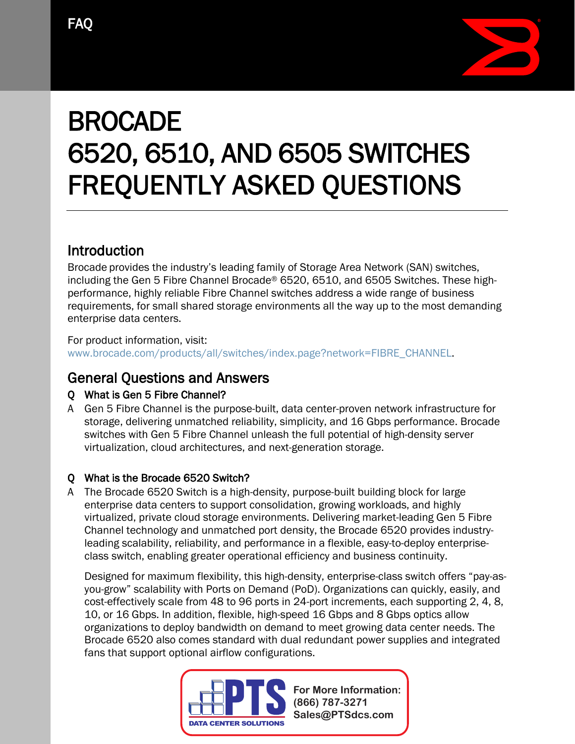FAQ

# BROCADE 6520, 6510, AND 6505 SWITCHES FREQUENTLY ASKED QUESTIONS

## Introduction

Brocade provides the industry's leading family of Storage Area Network (SAN) switches, including the Gen 5 Fibre Channel Brocade® 6520, 6510, and 6505 Switches. These high-performance, highly reliable Fibre Channel switches address a wide range of business requirements, for small shared storage environments all the way up to the most demanding enterprise data centers.

For product information, visit:
www.brocade.com/products/all/switches/index.page?network=FIBRE_CHANNEL.

## General Questions and Answers

**Q What is Gen 5 Fibre Channel?**

A Gen 5 Fibre Channel is the purpose-built, data center-proven network infrastructure for storage, delivering unmatched reliability, simplicity, and 16 Gbps performance. Brocade switches with Gen 5 Fibre Channel unleash the full potential of high-density server virtualization, cloud architectures, and next-generation storage.

**Q What is the Brocade 6520 Switch?**

A The Brocade 6520 Switch is a high-density, purpose-built building block for large enterprise data centers to support consolidation, growing workloads, and highly virtualized, private cloud storage environments. Delivering market-leading Gen 5 Fibre Channel technology and unmatched port density, the Brocade 6520 provides industry-leading scalability, reliability, and performance in a flexible, easy-to-deploy enterprise-class switch, enabling greater operational efficiency and business continuity.

Designed for maximum flexibility, this high-density, enterprise-class switch offers "pay-as-you-grow" scalability with Ports on Demand (PoD). Organizations can quickly, easily, and cost-effectively scale from 48 to 96 ports in 24-port increments, each supporting 2, 4, 8, 10, or 16 Gbps. In addition, flexible, high-speed 16 Gbps and 8 Gbps optics allow organizations to deploy bandwidth on demand to meet growing data center needs. The Brocade 6520 also comes standard with dual redundant power supplies and integrated fans that support optional airflow configurations.

PTS DATA CENTER SOLUTIONS

For More Information:
(866) 787-3271
Sales@PTSdcs.com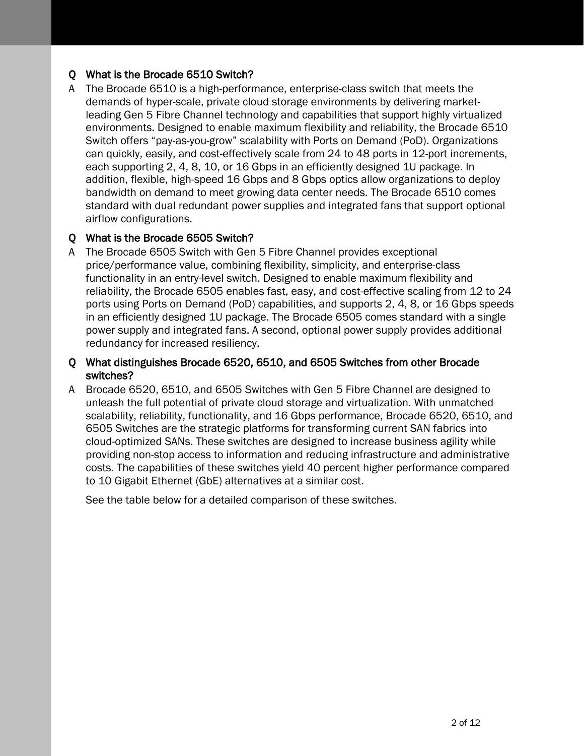**Q What is the Brocade 6510 Switch?**

A The Brocade 6510 is a high-performance, enterprise-class switch that meets the demands of hyper-scale, private cloud storage environments by delivering market-leading Gen 5 Fibre Channel technology and capabilities that support highly virtualized environments. Designed to enable maximum flexibility and reliability, the Brocade 6510 Switch offers "pay-as-you-grow" scalability with Ports on Demand (PoD). Organizations can quickly, easily, and cost-effectively scale from 24 to 48 ports in 12-port increments, each supporting 2, 4, 8, 10, or 16 Gbps in an efficiently designed 1U package. In addition, flexible, high-speed 16 Gbps and 8 Gbps optics allow organizations to deploy bandwidth on demand to meet growing data center needs. The Brocade 6510 comes standard with dual redundant power supplies and integrated fans that support optional airflow configurations.

**Q What is the Brocade 6505 Switch?**

A The Brocade 6505 Switch with Gen 5 Fibre Channel provides exceptional price/performance value, combining flexibility, simplicity, and enterprise-class functionality in an entry-level switch. Designed to enable maximum flexibility and reliability, the Brocade 6505 enables fast, easy, and cost-effective scaling from 12 to 24 ports using Ports on Demand (PoD) capabilities, and supports 2, 4, 8, or 16 Gbps speeds in an efficiently designed 1U package. The Brocade 6505 comes standard with a single power supply and integrated fans. A second, optional power supply provides additional redundancy for increased resiliency.

**Q What distinguishes Brocade 6520, 6510, and 6505 Switches from other Brocade switches?**

A Brocade 6520, 6510, and 6505 Switches with Gen 5 Fibre Channel are designed to unleash the full potential of private cloud storage and virtualization. With unmatched scalability, reliability, functionality, and 16 Gbps performance, Brocade 6520, 6510, and 6505 Switches are the strategic platforms for transforming current SAN fabrics into cloud-optimized SANs. These switches are designed to increase business agility while providing non-stop access to information and reducing infrastructure and administrative costs. The capabilities of these switches yield 40 percent higher performance compared to 10 Gigabit Ethernet (GbE) alternatives at a similar cost.

See the table below for a detailed comparison of these switches.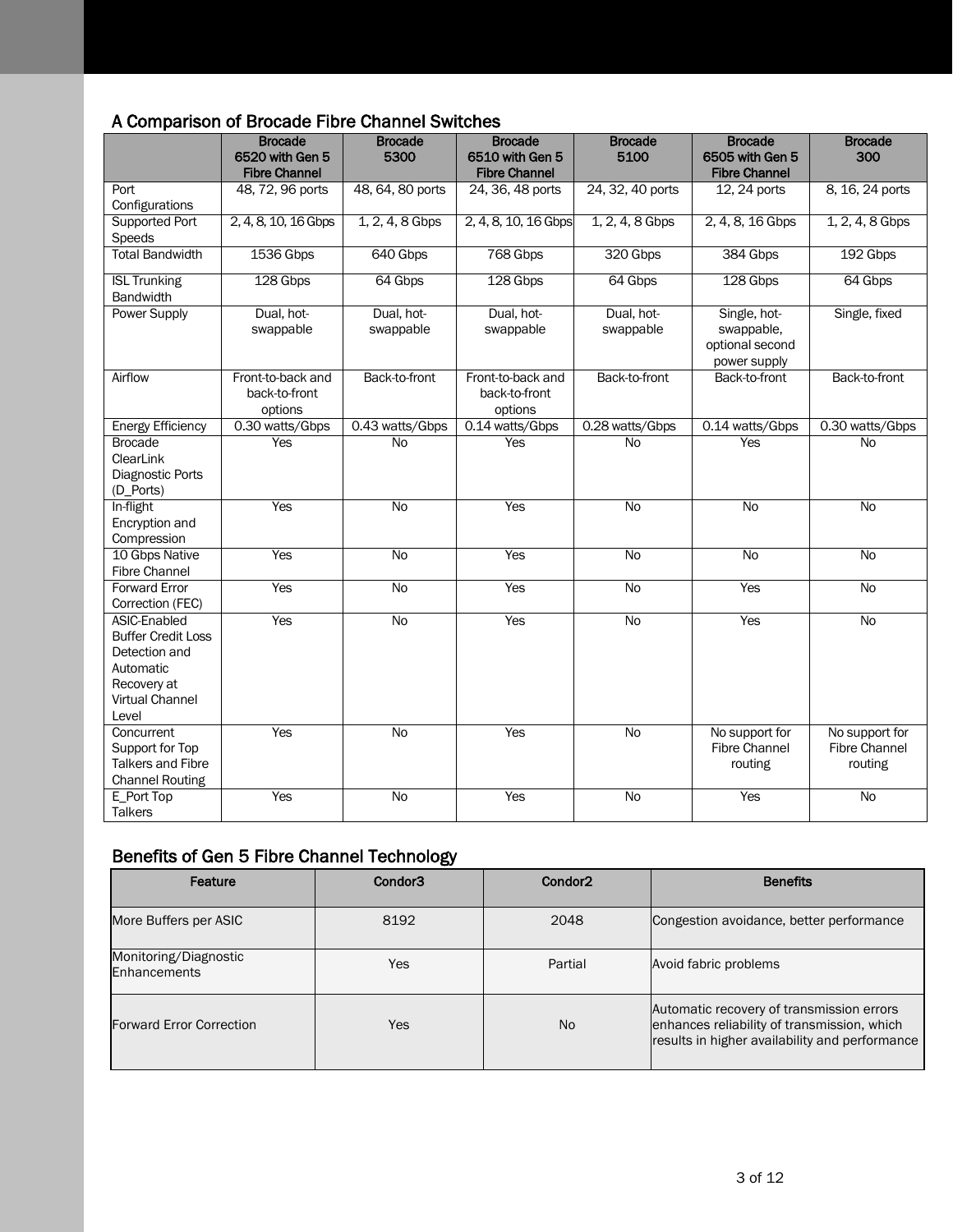## A Comparison of Brocade Fibre Channel Switches

| | Brocade 6520 with Gen 5 Fibre Channel | Brocade 5300 | Brocade 6510 with Gen 5 Fibre Channel | Brocade 5100 | Brocade 6505 with Gen 5 Fibre Channel | Brocade 300 |
|---|---|---|---|---|---|---|
| Port Configurations | 48, 72, 96 ports | 48, 64, 80 ports | 24, 36, 48 ports | 24, 32, 40 ports | 12, 24 ports | 8, 16, 24 ports |
| Supported Port Speeds | 2, 4, 8, 10, 16 Gbps | 1, 2, 4, 8 Gbps | 2, 4, 8, 10, 16 Gbps | 1, 2, 4, 8 Gbps | 2, 4, 8, 16 Gbps | 1, 2, 4, 8 Gbps |
| Total Bandwidth | 1536 Gbps | 640 Gbps | 768 Gbps | 320 Gbps | 384 Gbps | 192 Gbps |
| ISL Trunking Bandwidth | 128 Gbps | 64 Gbps | 128 Gbps | 64 Gbps | 128 Gbps | 64 Gbps |
| Power Supply | Dual, hot-swappable | Dual, hot-swappable | Dual, hot-swappable | Dual, hot-swappable | Single, hot-swappable, optional second power supply | Single, fixed |
| Airflow | Front-to-back and back-to-front options | Back-to-front | Front-to-back and back-to-front options | Back-to-front | Back-to-front | Back-to-front |
| Energy Efficiency | 0.30 watts/Gbps | 0.43 watts/Gbps | 0.14 watts/Gbps | 0.28 watts/Gbps | 0.14 watts/Gbps | 0.30 watts/Gbps |
| Brocade ClearLink Diagnostic Ports (D_Ports) | Yes | No | Yes | No | Yes | No |
| In-flight Encryption and Compression | Yes | No | Yes | No | No | No |
| 10 Gbps Native Fibre Channel | Yes | No | Yes | No | No | No |
| Forward Error Correction (FEC) | Yes | No | Yes | No | Yes | No |
| ASIC-Enabled Buffer Credit Loss Detection and Automatic Recovery at Virtual Channel Level | Yes | No | Yes | No | Yes | No |
| Concurrent Support for Top Talkers and Fibre Channel Routing | Yes | No | Yes | No | No support for Fibre Channel routing | No support for Fibre Channel routing |
| E_Port Top Talkers | Yes | No | Yes | No | Yes | No |

## Benefits of Gen 5 Fibre Channel Technology

| Feature | Condor3 | Condor2 | Benefits |
|---|---|---|---|
| More Buffers per ASIC | 8192 | 2048 | Congestion avoidance, better performance |
| Monitoring/Diagnostic Enhancements | Yes | Partial | Avoid fabric problems |
| Forward Error Correction | Yes | No | Automatic recovery of transmission errors enhances reliability of transmission, which results in higher availability and performance |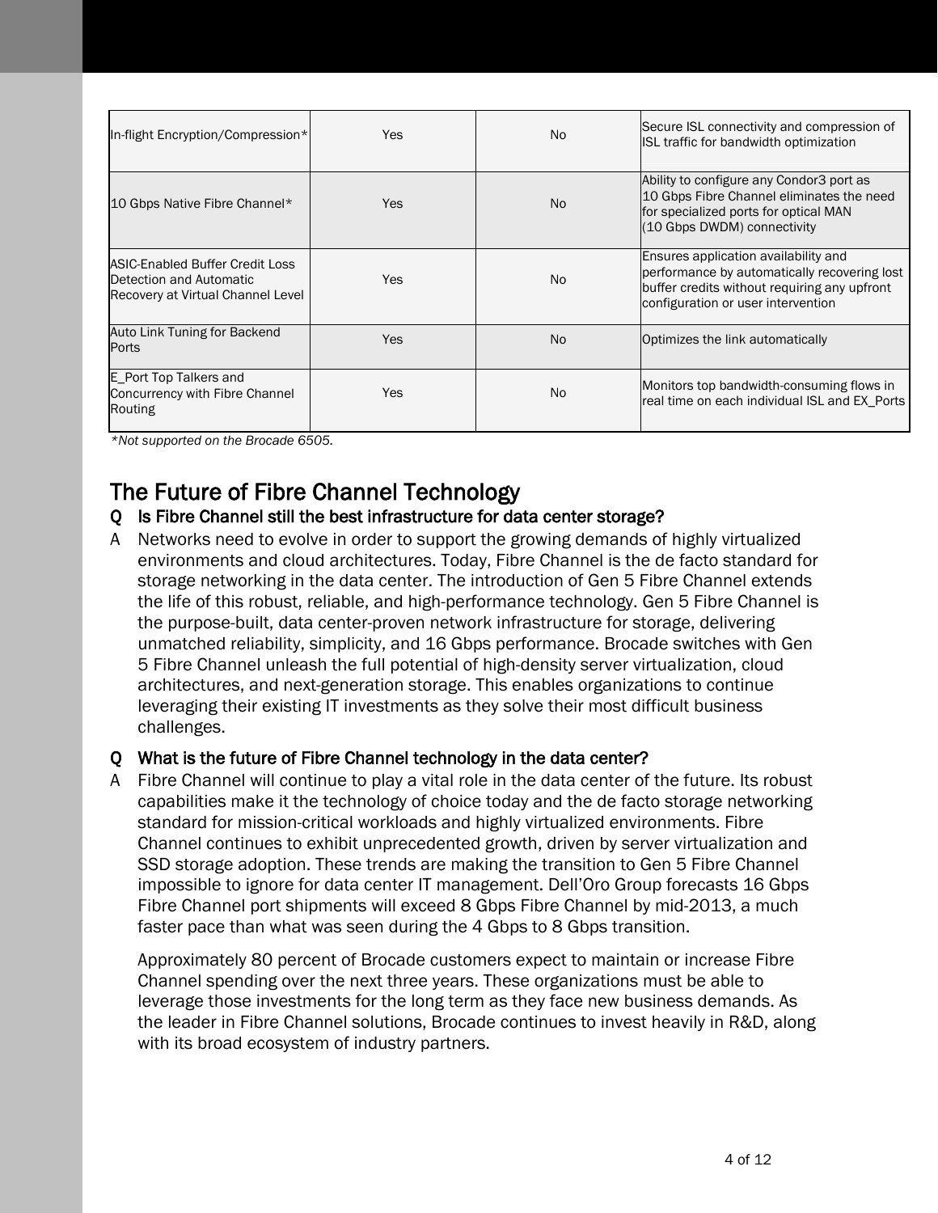| In-flight Encryption/Compression* | Yes | No | Secure ISL connectivity and compression of ISL traffic for bandwidth optimization |
|---|---|---|---|
| 10 Gbps Native Fibre Channel* | Yes | No | Ability to configure any Condor3 port as 10 Gbps Fibre Channel eliminates the need for specialized ports for optical MAN (10 Gbps DWDM) connectivity |
| ASIC-Enabled Buffer Credit Loss Detection and Automatic Recovery at Virtual Channel Level | Yes | No | Ensures application availability and performance by automatically recovering lost buffer credits without requiring any upfront configuration or user intervention |
| Auto Link Tuning for Backend Ports | Yes | No | Optimizes the link automatically |
| E_Port Top Talkers and Concurrency with Fibre Channel Routing | Yes | No | Monitors top bandwidth-consuming flows in real time on each individual ISL and EX_Ports |

*\*Not supported on the Brocade 6505.*

## The Future of Fibre Channel Technology

**Q Is Fibre Channel still the best infrastructure for data center storage?**

A Networks need to evolve in order to support the growing demands of highly virtualized environments and cloud architectures. Today, Fibre Channel is the de facto standard for storage networking in the data center. The introduction of Gen 5 Fibre Channel extends the life of this robust, reliable, and high-performance technology. Gen 5 Fibre Channel is the purpose-built, data center-proven network infrastructure for storage, delivering unmatched reliability, simplicity, and 16 Gbps performance. Brocade switches with Gen 5 Fibre Channel unleash the full potential of high-density server virtualization, cloud architectures, and next-generation storage. This enables organizations to continue leveraging their existing IT investments as they solve their most difficult business challenges.

**Q What is the future of Fibre Channel technology in the data center?**

A Fibre Channel will continue to play a vital role in the data center of the future. Its robust capabilities make it the technology of choice today and the de facto storage networking standard for mission-critical workloads and highly virtualized environments. Fibre Channel continues to exhibit unprecedented growth, driven by server virtualization and SSD storage adoption. These trends are making the transition to Gen 5 Fibre Channel impossible to ignore for data center IT management. Dell'Oro Group forecasts 16 Gbps Fibre Channel port shipments will exceed 8 Gbps Fibre Channel by mid-2013, a much faster pace than what was seen during the 4 Gbps to 8 Gbps transition.

Approximately 80 percent of Brocade customers expect to maintain or increase Fibre Channel spending over the next three years. These organizations must be able to leverage those investments for the long term as they face new business demands. As the leader in Fibre Channel solutions, Brocade continues to invest heavily in R&D, along with its broad ecosystem of industry partners.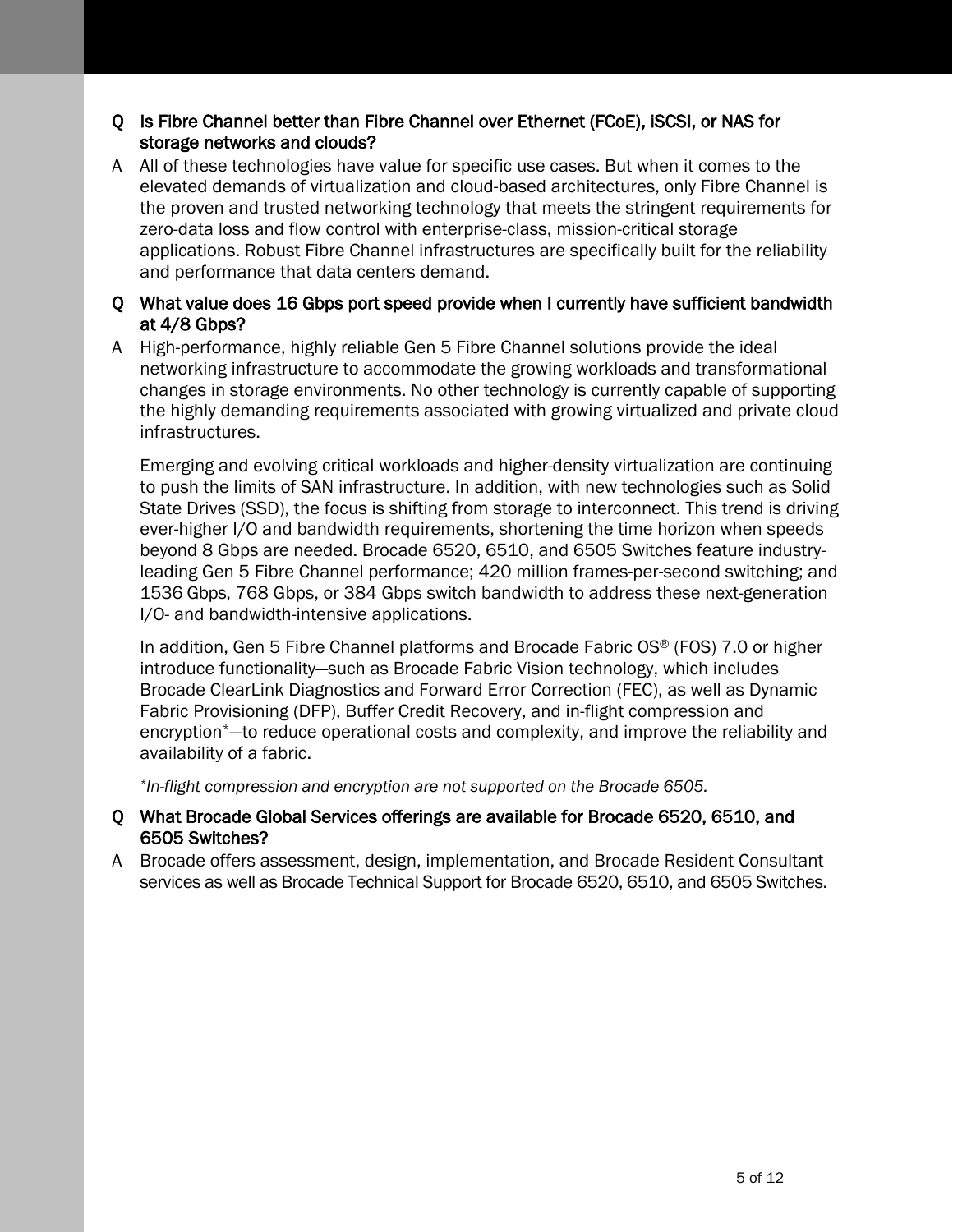**Q Is Fibre Channel better than Fibre Channel over Ethernet (FCoE), iSCSI, or NAS for storage networks and clouds?**

A All of these technologies have value for specific use cases. But when it comes to the elevated demands of virtualization and cloud-based architectures, only Fibre Channel is the proven and trusted networking technology that meets the stringent requirements for zero-data loss and flow control with enterprise-class, mission-critical storage applications. Robust Fibre Channel infrastructures are specifically built for the reliability and performance that data centers demand.

**Q What value does 16 Gbps port speed provide when I currently have sufficient bandwidth at 4/8 Gbps?**

A High-performance, highly reliable Gen 5 Fibre Channel solutions provide the ideal networking infrastructure to accommodate the growing workloads and transformational changes in storage environments. No other technology is currently capable of supporting the highly demanding requirements associated with growing virtualized and private cloud infrastructures.

Emerging and evolving critical workloads and higher-density virtualization are continuing to push the limits of SAN infrastructure. In addition, with new technologies such as Solid State Drives (SSD), the focus is shifting from storage to interconnect. This trend is driving ever-higher I/O and bandwidth requirements, shortening the time horizon when speeds beyond 8 Gbps are needed. Brocade 6520, 6510, and 6505 Switches feature industry-leading Gen 5 Fibre Channel performance; 420 million frames-per-second switching; and 1536 Gbps, 768 Gbps, or 384 Gbps switch bandwidth to address these next-generation I/O- and bandwidth-intensive applications.

In addition, Gen 5 Fibre Channel platforms and Brocade Fabric OS® (FOS) 7.0 or higher introduce functionality—such as Brocade Fabric Vision technology, which includes Brocade ClearLink Diagnostics and Forward Error Correction (FEC), as well as Dynamic Fabric Provisioning (DFP), Buffer Credit Recovery, and in-flight compression and encryption*—to reduce operational costs and complexity, and improve the reliability and availability of a fabric.

*\*In-flight compression and encryption are not supported on the Brocade 6505.*

**Q What Brocade Global Services offerings are available for Brocade 6520, 6510, and 6505 Switches?**

A Brocade offers assessment, design, implementation, and Brocade Resident Consultant services as well as Brocade Technical Support for Brocade 6520, 6510, and 6505 Switches.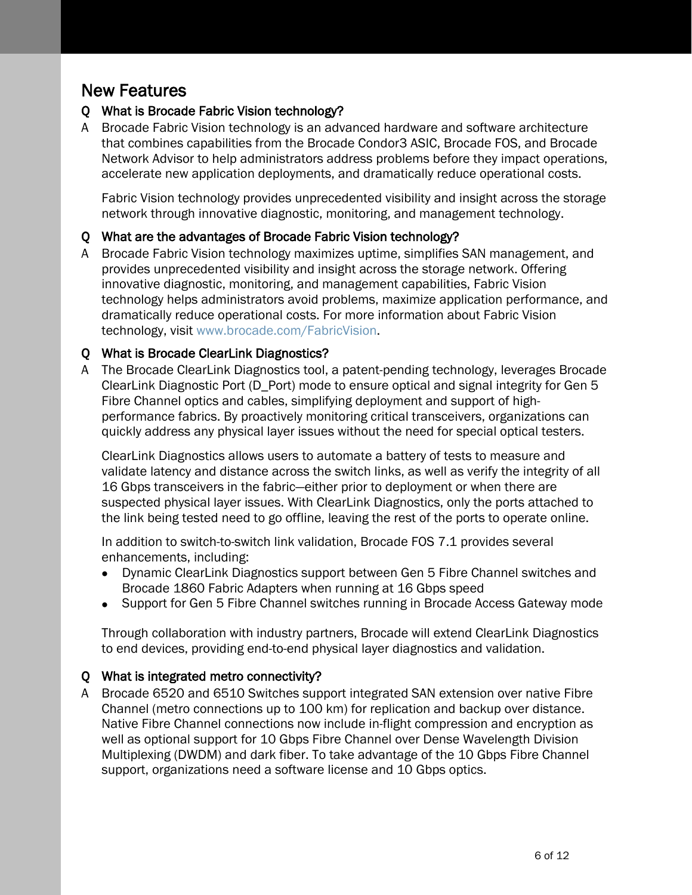## New Features

**Q What is Brocade Fabric Vision technology?**

A Brocade Fabric Vision technology is an advanced hardware and software architecture that combines capabilities from the Brocade Condor3 ASIC, Brocade FOS, and Brocade Network Advisor to help administrators address problems before they impact operations, accelerate new application deployments, and dramatically reduce operational costs.

Fabric Vision technology provides unprecedented visibility and insight across the storage network through innovative diagnostic, monitoring, and management technology.

**Q What are the advantages of Brocade Fabric Vision technology?**

A Brocade Fabric Vision technology maximizes uptime, simplifies SAN management, and provides unprecedented visibility and insight across the storage network. Offering innovative diagnostic, monitoring, and management capabilities, Fabric Vision technology helps administrators avoid problems, maximize application performance, and dramatically reduce operational costs. For more information about Fabric Vision technology, visit www.brocade.com/FabricVision.

**Q What is Brocade ClearLink Diagnostics?**

A The Brocade ClearLink Diagnostics tool, a patent-pending technology, leverages Brocade ClearLink Diagnostic Port (D_Port) mode to ensure optical and signal integrity for Gen 5 Fibre Channel optics and cables, simplifying deployment and support of high-performance fabrics. By proactively monitoring critical transceivers, organizations can quickly address any physical layer issues without the need for special optical testers.

ClearLink Diagnostics allows users to automate a battery of tests to measure and validate latency and distance across the switch links, as well as verify the integrity of all 16 Gbps transceivers in the fabric—either prior to deployment or when there are suspected physical layer issues. With ClearLink Diagnostics, only the ports attached to the link being tested need to go offline, leaving the rest of the ports to operate online.

In addition to switch-to-switch link validation, Brocade FOS 7.1 provides several enhancements, including:

- Dynamic ClearLink Diagnostics support between Gen 5 Fibre Channel switches and Brocade 1860 Fabric Adapters when running at 16 Gbps speed
- Support for Gen 5 Fibre Channel switches running in Brocade Access Gateway mode

Through collaboration with industry partners, Brocade will extend ClearLink Diagnostics to end devices, providing end-to-end physical layer diagnostics and validation.

**Q What is integrated metro connectivity?**

A Brocade 6520 and 6510 Switches support integrated SAN extension over native Fibre Channel (metro connections up to 100 km) for replication and backup over distance. Native Fibre Channel connections now include in-flight compression and encryption as well as optional support for 10 Gbps Fibre Channel over Dense Wavelength Division Multiplexing (DWDM) and dark fiber. To take advantage of the 10 Gbps Fibre Channel support, organizations need a software license and 10 Gbps optics.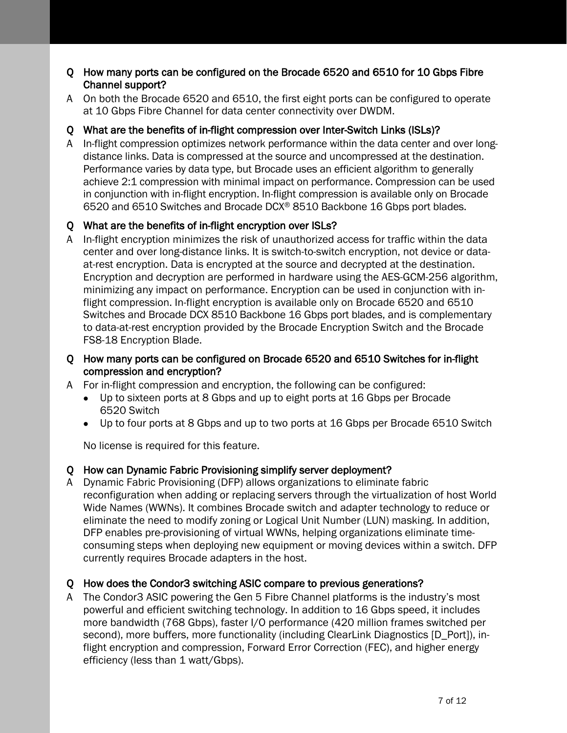**Q How many ports can be configured on the Brocade 6520 and 6510 for 10 Gbps Fibre Channel support?**

A On both the Brocade 6520 and 6510, the first eight ports can be configured to operate at 10 Gbps Fibre Channel for data center connectivity over DWDM.

**Q What are the benefits of in-flight compression over Inter-Switch Links (ISLs)?**

A In-flight compression optimizes network performance within the data center and over long-distance links. Data is compressed at the source and uncompressed at the destination. Performance varies by data type, but Brocade uses an efficient algorithm to generally achieve 2:1 compression with minimal impact on performance. Compression can be used in conjunction with in-flight encryption. In-flight compression is available only on Brocade 6520 and 6510 Switches and Brocade DCX® 8510 Backbone 16 Gbps port blades.

**Q What are the benefits of in-flight encryption over ISLs?**

A In-flight encryption minimizes the risk of unauthorized access for traffic within the data center and over long-distance links. It is switch-to-switch encryption, not device or data-at-rest encryption. Data is encrypted at the source and decrypted at the destination. Encryption and decryption are performed in hardware using the AES-GCM-256 algorithm, minimizing any impact on performance. Encryption can be used in conjunction with in-flight compression. In-flight encryption is available only on Brocade 6520 and 6510 Switches and Brocade DCX 8510 Backbone 16 Gbps port blades, and is complementary to data-at-rest encryption provided by the Brocade Encryption Switch and the Brocade FS8-18 Encryption Blade.

**Q How many ports can be configured on Brocade 6520 and 6510 Switches for in-flight compression and encryption?**

A For in-flight compression and encryption, the following can be configured:

- Up to sixteen ports at 8 Gbps and up to eight ports at 16 Gbps per Brocade 6520 Switch
- Up to four ports at 8 Gbps and up to two ports at 16 Gbps per Brocade 6510 Switch

No license is required for this feature.

**Q How can Dynamic Fabric Provisioning simplify server deployment?**

A Dynamic Fabric Provisioning (DFP) allows organizations to eliminate fabric reconfiguration when adding or replacing servers through the virtualization of host World Wide Names (WWNs). It combines Brocade switch and adapter technology to reduce or eliminate the need to modify zoning or Logical Unit Number (LUN) masking. In addition, DFP enables pre-provisioning of virtual WWNs, helping organizations eliminate time-consuming steps when deploying new equipment or moving devices within a switch. DFP currently requires Brocade adapters in the host.

**Q How does the Condor3 switching ASIC compare to previous generations?**

A The Condor3 ASIC powering the Gen 5 Fibre Channel platforms is the industry's most powerful and efficient switching technology. In addition to 16 Gbps speed, it includes more bandwidth (768 Gbps), faster I/O performance (420 million frames switched per second), more buffers, more functionality (including ClearLink Diagnostics [D_Port]), in-flight encryption and compression, Forward Error Correction (FEC), and higher energy efficiency (less than 1 watt/Gbps).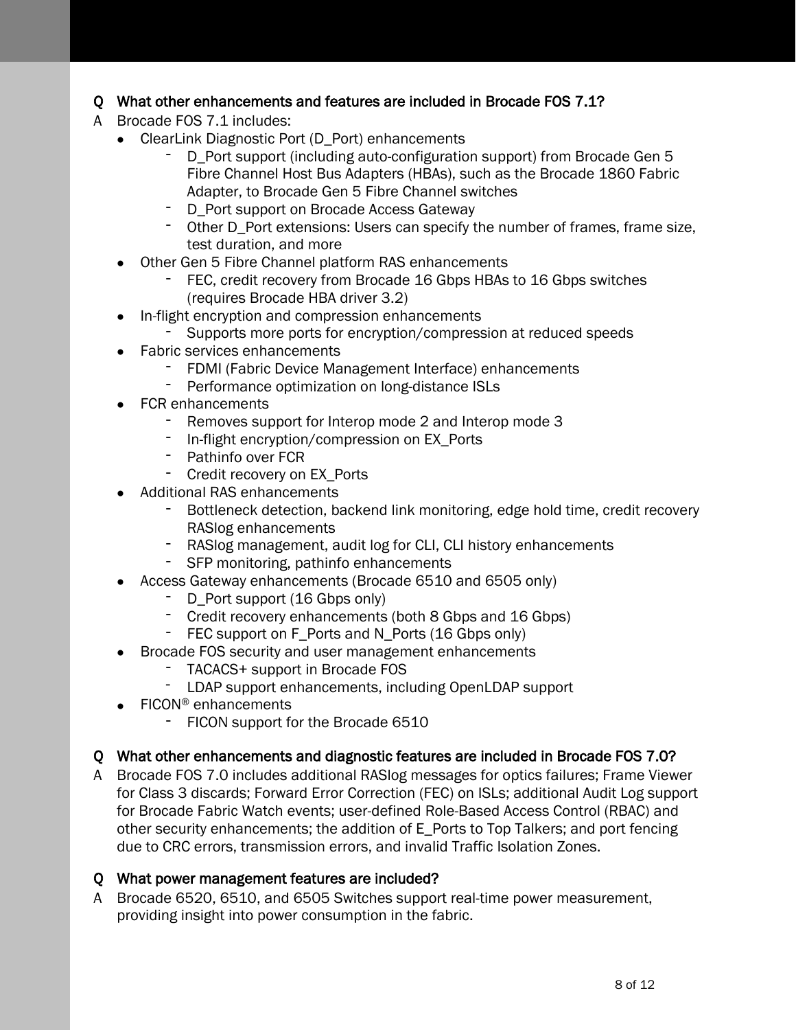**Q What other enhancements and features are included in Brocade FOS 7.1?**

A Brocade FOS 7.1 includes:

- ClearLink Diagnostic Port (D_Port) enhancements
  - D_Port support (including auto-configuration support) from Brocade Gen 5 Fibre Channel Host Bus Adapters (HBAs), such as the Brocade 1860 Fabric Adapter, to Brocade Gen 5 Fibre Channel switches
  - D_Port support on Brocade Access Gateway
  - Other D_Port extensions: Users can specify the number of frames, frame size, test duration, and more
- Other Gen 5 Fibre Channel platform RAS enhancements
  - FEC, credit recovery from Brocade 16 Gbps HBAs to 16 Gbps switches (requires Brocade HBA driver 3.2)
- In-flight encryption and compression enhancements
  - Supports more ports for encryption/compression at reduced speeds
- Fabric services enhancements
  - FDMI (Fabric Device Management Interface) enhancements
  - Performance optimization on long-distance ISLs
- FCR enhancements
  - Removes support for Interop mode 2 and Interop mode 3
  - In-flight encryption/compression on EX_Ports
  - Pathinfo over FCR
  - Credit recovery on EX_Ports
- Additional RAS enhancements
  - Bottleneck detection, backend link monitoring, edge hold time, credit recovery RASlog enhancements
  - RASlog management, audit log for CLI, CLI history enhancements
  - SFP monitoring, pathinfo enhancements
- Access Gateway enhancements (Brocade 6510 and 6505 only)
  - D_Port support (16 Gbps only)
  - Credit recovery enhancements (both 8 Gbps and 16 Gbps)
  - FEC support on F_Ports and N_Ports (16 Gbps only)
- Brocade FOS security and user management enhancements
  - TACACS+ support in Brocade FOS
  - LDAP support enhancements, including OpenLDAP support
- FICON® enhancements
  - FICON support for the Brocade 6510

**Q What other enhancements and diagnostic features are included in Brocade FOS 7.0?**

A Brocade FOS 7.0 includes additional RASlog messages for optics failures; Frame Viewer for Class 3 discards; Forward Error Correction (FEC) on ISLs; additional Audit Log support for Brocade Fabric Watch events; user-defined Role-Based Access Control (RBAC) and other security enhancements; the addition of E_Ports to Top Talkers; and port fencing due to CRC errors, transmission errors, and invalid Traffic Isolation Zones.

**Q What power management features are included?**

A Brocade 6520, 6510, and 6505 Switches support real-time power measurement, providing insight into power consumption in the fabric.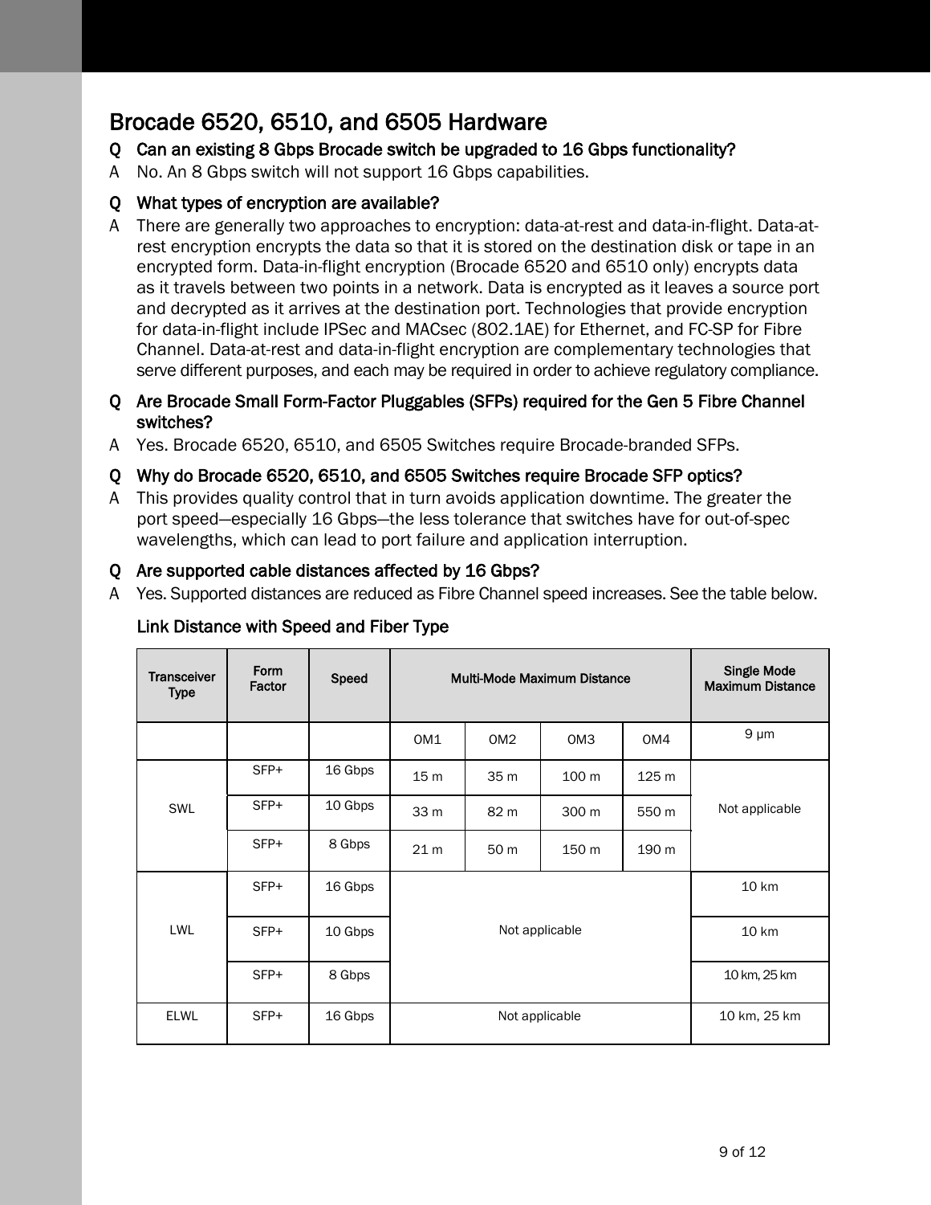## Brocade 6520, 6510, and 6505 Hardware

**Q Can an existing 8 Gbps Brocade switch be upgraded to 16 Gbps functionality?**

A No. An 8 Gbps switch will not support 16 Gbps capabilities.

**Q What types of encryption are available?**

A There are generally two approaches to encryption: data-at-rest and data-in-flight. Data-at-rest encryption encrypts the data so that it is stored on the destination disk or tape in an encrypted form. Data-in-flight encryption (Brocade 6520 and 6510 only) encrypts data as it travels between two points in a network. Data is encrypted as it leaves a source port and decrypted as it arrives at the destination port. Technologies that provide encryption for data-in-flight include IPSec and MACsec (802.1AE) for Ethernet, and FC-SP for Fibre Channel. Data-at-rest and data-in-flight encryption are complementary technologies that serve different purposes, and each may be required in order to achieve regulatory compliance.

**Q Are Brocade Small Form-Factor Pluggables (SFPs) required for the Gen 5 Fibre Channel switches?**

A Yes. Brocade 6520, 6510, and 6505 Switches require Brocade-branded SFPs.

**Q Why do Brocade 6520, 6510, and 6505 Switches require Brocade SFP optics?**

A This provides quality control that in turn avoids application downtime. The greater the port speed—especially 16 Gbps—the less tolerance that switches have for out-of-spec wavelengths, which can lead to port failure and application interruption.

**Q Are supported cable distances affected by 16 Gbps?**

A Yes. Supported distances are reduced as Fibre Channel speed increases. See the table below.

**Link Distance with Speed and Fiber Type**

| Transceiver Type | Form Factor | Speed | Multi-Mode Maximum Distance | | | | Single Mode Maximum Distance |
|---|---|---|---|---|---|---|---|
| | | | OM1 | OM2 | OM3 | OM4 | 9 µm |
| SWL | SFP+ | 16 Gbps | 15 m | 35 m | 100 m | 125 m | Not applicable |
| | SFP+ | 10 Gbps | 33 m | 82 m | 300 m | 550 m | |
| | SFP+ | 8 Gbps | 21 m | 50 m | 150 m | 190 m | |
| LWL | SFP+ | 16 Gbps | Not applicable | | | | 10 km |
| | SFP+ | 10 Gbps | | | | | 10 km |
| | SFP+ | 8 Gbps | | | | | 10 km, 25 km |
| ELWL | SFP+ | 16 Gbps | Not applicable | | | | 10 km, 25 km |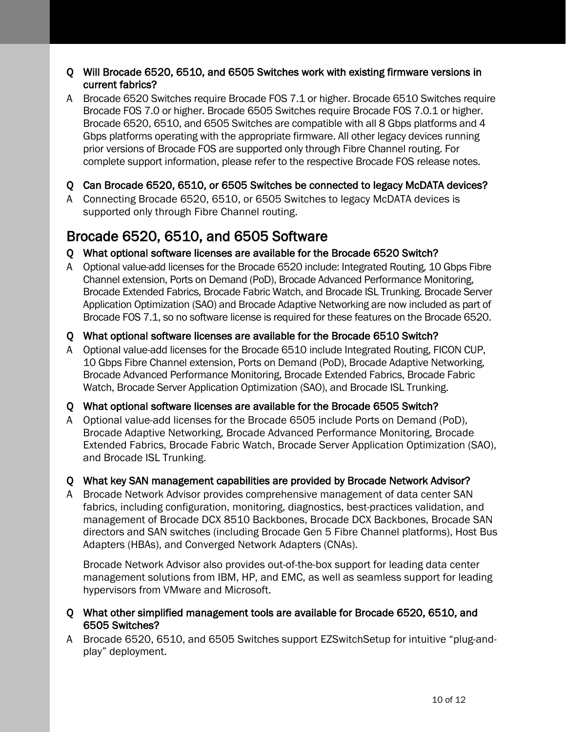**Q Will Brocade 6520, 6510, and 6505 Switches work with existing firmware versions in current fabrics?**

A Brocade 6520 Switches require Brocade FOS 7.1 or higher. Brocade 6510 Switches require Brocade FOS 7.0 or higher. Brocade 6505 Switches require Brocade FOS 7.0.1 or higher. Brocade 6520, 6510, and 6505 Switches are compatible with all 8 Gbps platforms and 4 Gbps platforms operating with the appropriate firmware. All other legacy devices running prior versions of Brocade FOS are supported only through Fibre Channel routing. For complete support information, please refer to the respective Brocade FOS release notes.

**Q Can Brocade 6520, 6510, or 6505 Switches be connected to legacy McDATA devices?**

A Connecting Brocade 6520, 6510, or 6505 Switches to legacy McDATA devices is supported only through Fibre Channel routing.

## Brocade 6520, 6510, and 6505 Software

**Q What optional software licenses are available for the Brocade 6520 Switch?**

A Optional value-add licenses for the Brocade 6520 include: Integrated Routing, 10 Gbps Fibre Channel extension, Ports on Demand (PoD), Brocade Advanced Performance Monitoring, Brocade Extended Fabrics, Brocade Fabric Watch, and Brocade ISL Trunking. Brocade Server Application Optimization (SAO) and Brocade Adaptive Networking are now included as part of Brocade FOS 7.1, so no software license is required for these features on the Brocade 6520.

**Q What optional software licenses are available for the Brocade 6510 Switch?**

A Optional value-add licenses for the Brocade 6510 include Integrated Routing, FICON CUP, 10 Gbps Fibre Channel extension, Ports on Demand (PoD), Brocade Adaptive Networking, Brocade Advanced Performance Monitoring, Brocade Extended Fabrics, Brocade Fabric Watch, Brocade Server Application Optimization (SAO), and Brocade ISL Trunking.

**Q What optional software licenses are available for the Brocade 6505 Switch?**

A Optional value-add licenses for the Brocade 6505 include Ports on Demand (PoD), Brocade Adaptive Networking, Brocade Advanced Performance Monitoring, Brocade Extended Fabrics, Brocade Fabric Watch, Brocade Server Application Optimization (SAO), and Brocade ISL Trunking.

**Q What key SAN management capabilities are provided by Brocade Network Advisor?**

A Brocade Network Advisor provides comprehensive management of data center SAN fabrics, including configuration, monitoring, diagnostics, best-practices validation, and management of Brocade DCX 8510 Backbones, Brocade DCX Backbones, Brocade SAN directors and SAN switches (including Brocade Gen 5 Fibre Channel platforms), Host Bus Adapters (HBAs), and Converged Network Adapters (CNAs).

Brocade Network Advisor also provides out-of-the-box support for leading data center management solutions from IBM, HP, and EMC, as well as seamless support for leading hypervisors from VMware and Microsoft.

**Q What other simplified management tools are available for Brocade 6520, 6510, and 6505 Switches?**

A Brocade 6520, 6510, and 6505 Switches support EZSwitchSetup for intuitive "plug-and-play" deployment.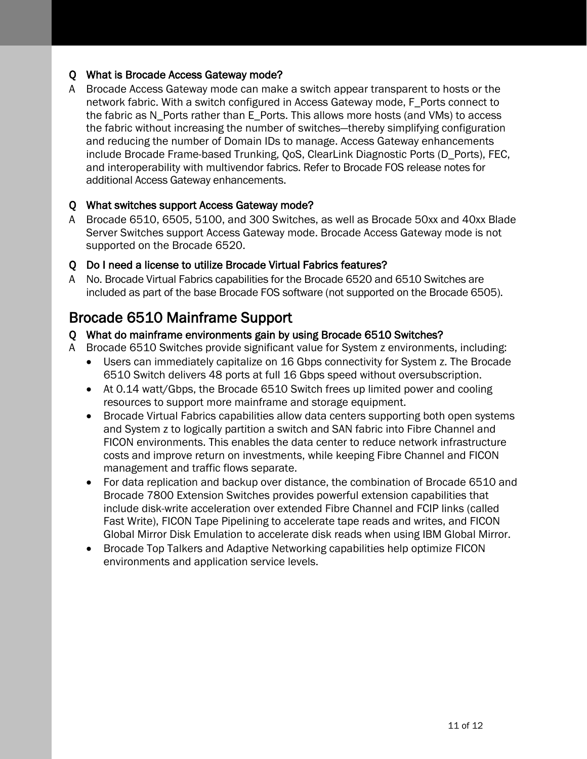**Q What is Brocade Access Gateway mode?**

A Brocade Access Gateway mode can make a switch appear transparent to hosts or the network fabric. With a switch configured in Access Gateway mode, F_Ports connect to the fabric as N_Ports rather than E_Ports. This allows more hosts (and VMs) to access the fabric without increasing the number of switches—thereby simplifying configuration and reducing the number of Domain IDs to manage. Access Gateway enhancements include Brocade Frame-based Trunking, QoS, ClearLink Diagnostic Ports (D_Ports), FEC, and interoperability with multivendor fabrics. Refer to Brocade FOS release notes for additional Access Gateway enhancements.

**Q What switches support Access Gateway mode?**

A Brocade 6510, 6505, 5100, and 300 Switches, as well as Brocade 50xx and 40xx Blade Server Switches support Access Gateway mode. Brocade Access Gateway mode is not supported on the Brocade 6520.

**Q Do I need a license to utilize Brocade Virtual Fabrics features?**

A No. Brocade Virtual Fabrics capabilities for the Brocade 6520 and 6510 Switches are included as part of the base Brocade FOS software (not supported on the Brocade 6505).

## Brocade 6510 Mainframe Support

**Q What do mainframe environments gain by using Brocade 6510 Switches?**

A Brocade 6510 Switches provide significant value for System z environments, including:

- Users can immediately capitalize on 16 Gbps connectivity for System z. The Brocade 6510 Switch delivers 48 ports at full 16 Gbps speed without oversubscription.
- At 0.14 watt/Gbps, the Brocade 6510 Switch frees up limited power and cooling resources to support more mainframe and storage equipment.
- Brocade Virtual Fabrics capabilities allow data centers supporting both open systems and System z to logically partition a switch and SAN fabric into Fibre Channel and FICON environments. This enables the data center to reduce network infrastructure costs and improve return on investments, while keeping Fibre Channel and FICON management and traffic flows separate.
- For data replication and backup over distance, the combination of Brocade 6510 and Brocade 7800 Extension Switches provides powerful extension capabilities that include disk-write acceleration over extended Fibre Channel and FCIP links (called Fast Write), FICON Tape Pipelining to accelerate tape reads and writes, and FICON Global Mirror Disk Emulation to accelerate disk reads when using IBM Global Mirror.
- Brocade Top Talkers and Adaptive Networking capabilities help optimize FICON environments and application service levels.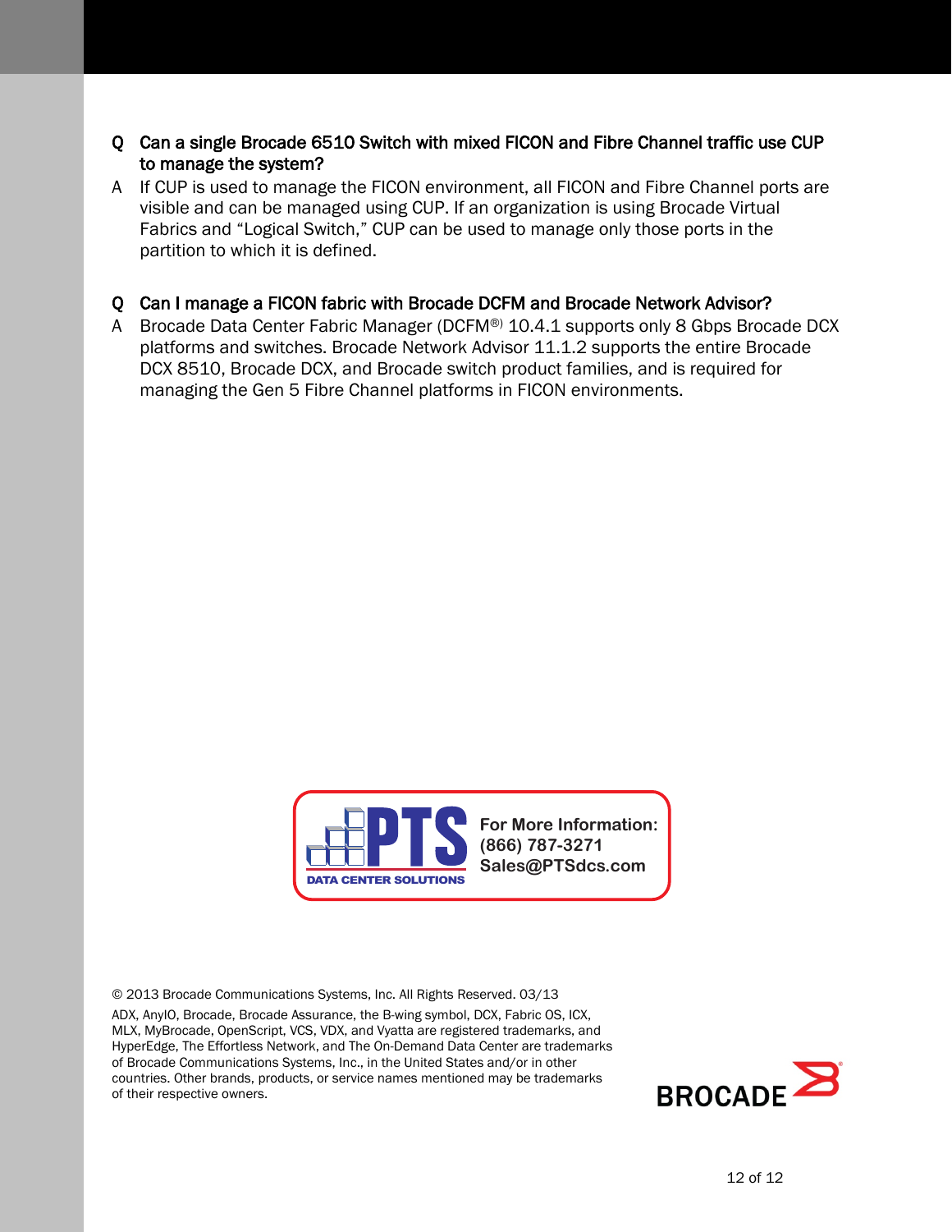**Q Can a single Brocade 6510 Switch with mixed FICON and Fibre Channel traffic use CUP to manage the system?**

A If CUP is used to manage the FICON environment, all FICON and Fibre Channel ports are visible and can be managed using CUP. If an organization is using Brocade Virtual Fabrics and "Logical Switch," CUP can be used to manage only those ports in the partition to which it is defined.

**Q Can I manage a FICON fabric with Brocade DCFM and Brocade Network Advisor?**

A Brocade Data Center Fabric Manager (DCFM®) 10.4.1 supports only 8 Gbps Brocade DCX platforms and switches. Brocade Network Advisor 11.1.2 supports the entire Brocade DCX 8510, Brocade DCX, and Brocade switch product families, and is required for managing the Gen 5 Fibre Channel platforms in FICON environments.

PTS DATA CENTER SOLUTIONS

**For More Information:**
**(866) 787-3271**
**Sales@PTSdcs.com**

© 2013 Brocade Communications Systems, Inc. All Rights Reserved. 03/13

ADX, AnyIO, Brocade, Brocade Assurance, the B-wing symbol, DCX, Fabric OS, ICX, MLX, MyBrocade, OpenScript, VCS, VDX, and Vyatta are registered trademarks, and HyperEdge, The Effortless Network, and The On-Demand Data Center are trademarks of Brocade Communications Systems, Inc., in the United States and/or in other countries. Other brands, products, or service names mentioned may be trademarks of their respective owners.

BROCADE